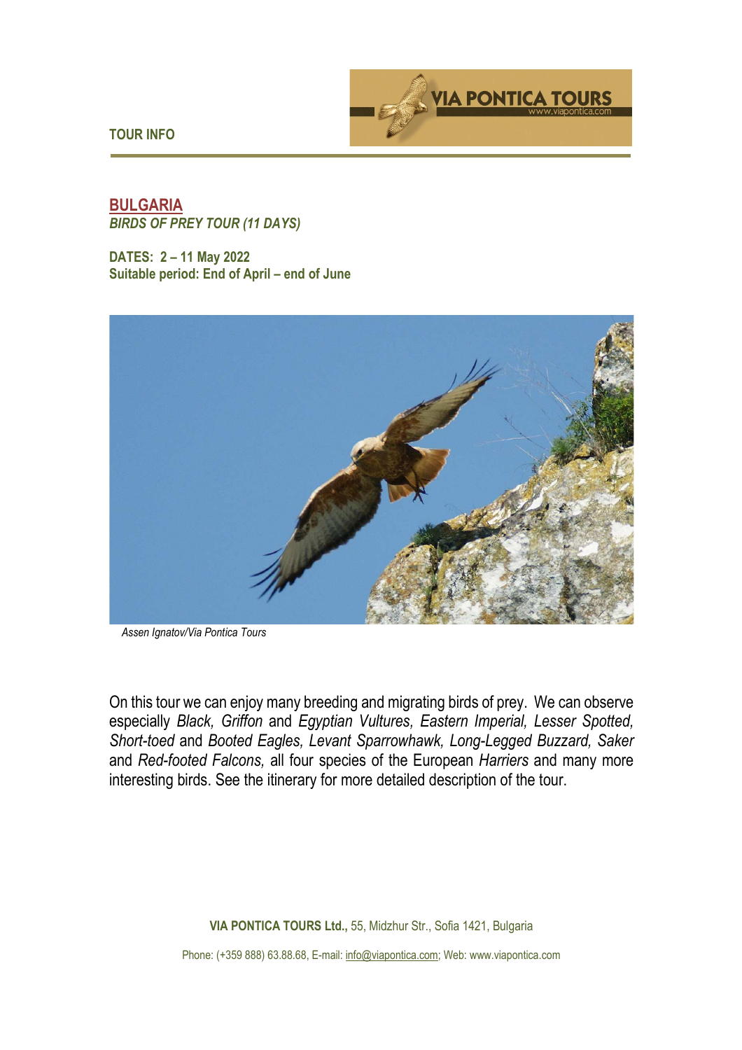TOUR INFO

# BULGARIA

## *BIRDS OF PREY TOUR (11 DAYS)*

**DATES: 2 – 11 May 2022**
**Suitable period: End of April – end of June**

*Assen Ignatov/Via Pontica Tours*

On this tour we can enjoy many breeding and migrating birds of prey. We can observe especially *Black, Griffon* and *Egyptian Vultures, Eastern Imperial, Lesser Spotted, Short-toed* and *Booted Eagles, Levant Sparrowhawk, Long-Legged Buzzard, Saker* and *Red-footed Falcons,* all four species of the European *Harriers* and many more interesting birds. See the itinerary for more detailed description of the tour.

**VIA PONTICA TOURS Ltd.,** 55, Midzhur Str., Sofia 1421, Bulgaria

Phone: (+359 888) 63.88.68, E-mail: info@viapontica.com; Web: www.viapontica.com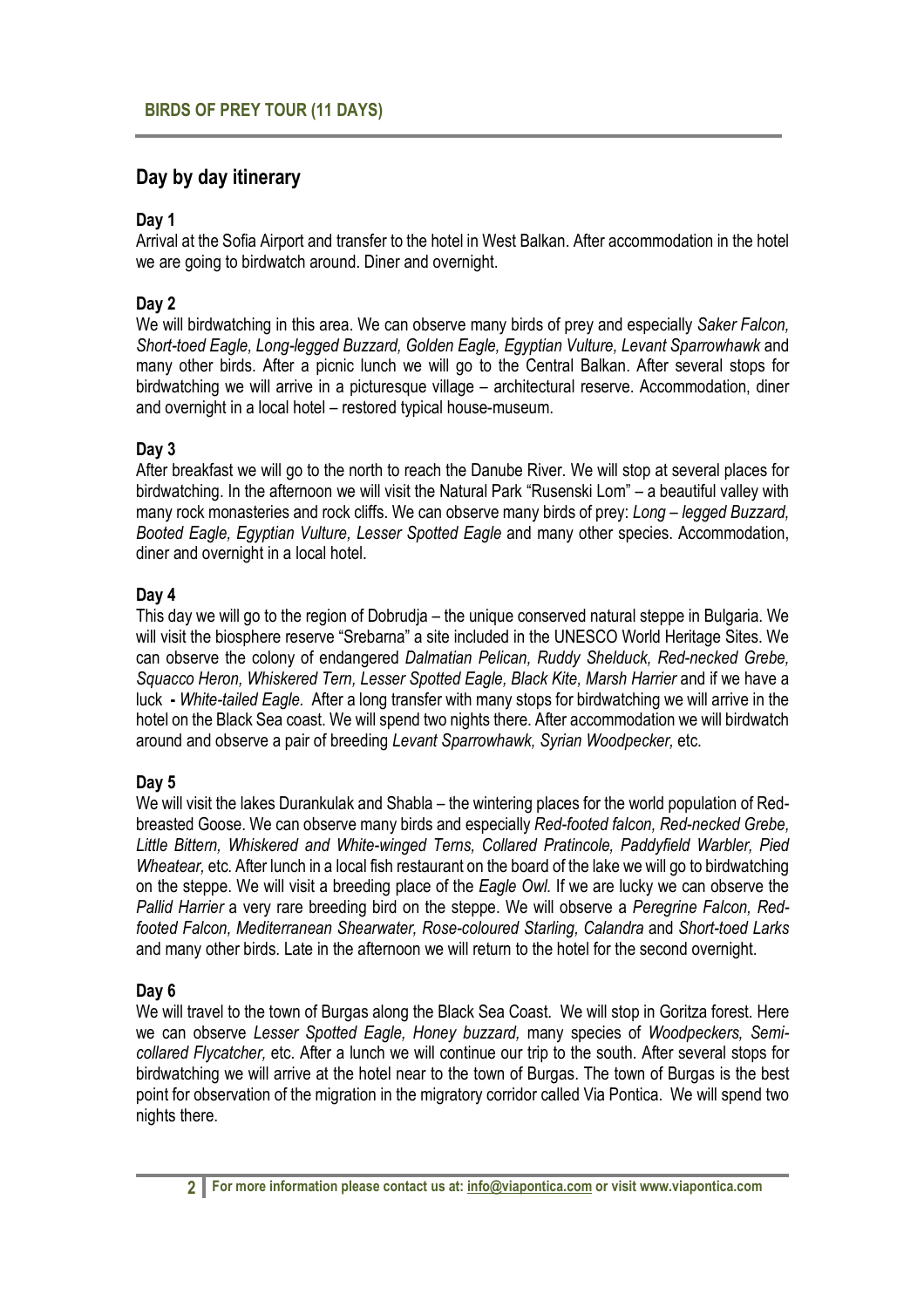## BIRDS OF PREY TOUR (11 DAYS)

# Day by day itinerary

### Day 1

Arrival at the Sofia Airport and transfer to the hotel in West Balkan. After accommodation in the hotel we are going to birdwatch around. Diner and overnight.

### Day 2

We will birdwatching in this area. We can observe many birds of prey and especially *Saker Falcon, Short-toed Eagle, Long-legged Buzzard, Golden Eagle, Egyptian Vulture, Levant Sparrowhawk* and many other birds. After a picnic lunch we will go to the Central Balkan. After several stops for birdwatching we will arrive in a picturesque village – architectural reserve. Accommodation, diner and overnight in a local hotel – restored typical house-museum.

### Day 3

After breakfast we will go to the north to reach the Danube River. We will stop at several places for birdwatching. In the afternoon we will visit the Natural Park "Rusenski Lom" – a beautiful valley with many rock monasteries and rock cliffs. We can observe many birds of prey: *Long – legged Buzzard, Booted Eagle, Egyptian Vulture, Lesser Spotted Eagle* and many other species. Accommodation, diner and overnight in a local hotel.

### Day 4

This day we will go to the region of Dobrudja – the unique conserved natural steppe in Bulgaria. We will visit the biosphere reserve "Srebarna" a site included in the UNESCO World Heritage Sites. We can observe the colony of endangered *Dalmatian Pelican, Ruddy Shelduck, Red-necked Grebe, Squacco Heron, Whiskered Tern, Lesser Spotted Eagle, Black Kite, Marsh Harrier* and if we have a luck **-** *White-tailed Eagle.* After a long transfer with many stops for birdwatching we will arrive in the hotel on the Black Sea coast. We will spend two nights there. After accommodation we will birdwatch around and observe a pair of breeding *Levant Sparrowhawk, Syrian Woodpecker*, etc.

### Day 5

We will visit the lakes Durankulak and Shabla – the wintering places for the world population of Red-breasted Goose. We can observe many birds and especially *Red-footed falcon, Red-necked Grebe, Little Bittern, Whiskered and White-winged Terns, Collared Pratincole, Paddyfield Warbler, Pied Wheatear,* etc. After lunch in a local fish restaurant on the board of the lake we will go to birdwatching on the steppe. We will visit a breeding place of the *Eagle Owl.* If we are lucky we can observe the *Pallid Harrier* a very rare breeding bird on the steppe. We will observe a *Peregrine Falcon, Red-footed Falcon, Mediterranean Shearwater, Rose-coloured Starling, Calandra* and *Short-toed Larks* and many other birds. Late in the afternoon we will return to the hotel for the second overnight.

### Day 6

We will travel to the town of Burgas along the Black Sea Coast. We will stop in Goritza forest. Here we can observe *Lesser Spotted Eagle, Honey buzzard,* many species of *Woodpeckers, Semi-collared Flycatcher,* etc. After a lunch we will continue our trip to the south. After several stops for birdwatching we will arrive at the hotel near to the town of Burgas. The town of Burgas is the best point for observation of the migration in the migratory corridor called Via Pontica. We will spend two nights there.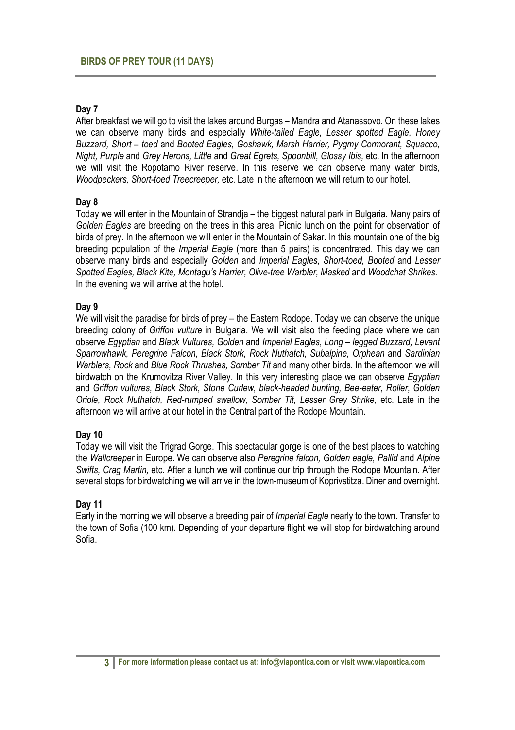## BIRDS OF PREY TOUR (11 DAYS)

### Day 7

After breakfast we will go to visit the lakes around Burgas – Mandra and Atanassovo. On these lakes we can observe many birds and especially *White-tailed Eagle, Lesser spotted Eagle, Honey Buzzard, Short – toed* and *Booted Eagles, Goshawk, Marsh Harrier, Pygmy Cormorant, Squacco, Night, Purple* and *Grey Herons, Little* and *Great Egrets, Spoonbill, Glossy Ibis*, etc. In the afternoon we will visit the Ropotamo River reserve. In this reserve we can observe many water birds, *Woodpeckers, Short-toed Treecreeper*, etc. Late in the afternoon we will return to our hotel.

### Day 8

Today we will enter in the Mountain of Strandja – the biggest natural park in Bulgaria. Many pairs of *Golden Eagles* are breeding on the trees in this area. Picnic lunch on the point for observation of birds of prey. In the afternoon we will enter in the Mountain of Sakar. In this mountain one of the big breeding population of the *Imperial Eagle* (more than 5 pairs) is concentrated. This day we can observe many birds and especially *Golden* and *Imperial Eagles, Short-toed, Booted* and *Lesser Spotted Eagles, Black Kite, Montagu's Harrier, Olive-tree Warbler, Masked* and *Woodchat Shrikes.* In the evening we will arrive at the hotel.

### Day 9

We will visit the paradise for birds of prey – the Eastern Rodope. Today we can observe the unique breeding colony of *Griffon vulture* in Bulgaria. We will visit also the feeding place where we can observe *Egyptian* and *Black Vultures, Golden* and *Imperial Eagles, Long – legged Buzzard, Levant Sparrowhawk, Peregrine Falcon, Black Stork, Rock Nuthatch, Subalpine, Orphean* and *Sardinian Warblers, Rock* and *Blue Rock Thrushes, Somber Tit* and many other birds. In the afternoon we will birdwatch on the Krumovitza River Valley. In this very interesting place we can observe *Egyptian* and *Griffon vultures, Black Stork, Stone Curlew, black-headed bunting, Bee-eater, Roller, Golden Oriole, Rock Nuthatch, Red-rumped swallow, Somber Tit, Lesser Grey Shrike*, etc. Late in the afternoon we will arrive at our hotel in the Central part of the Rodope Mountain.

### Day 10

Today we will visit the Trigrad Gorge. This spectacular gorge is one of the best places to watching the *Wallcreeper* in Europe. We can observe also *Peregrine falcon, Golden eagle, Pallid* and *Alpine Swifts, Crag Martin*, etc. After a lunch we will continue our trip through the Rodope Mountain. After several stops for birdwatching we will arrive in the town-museum of Koprivstitza. Diner and overnight.

### Day 11

Early in the morning we will observe a breeding pair of *Imperial Eagle* nearly to the town. Transfer to the town of Sofia (100 km). Depending of your departure flight we will stop for birdwatching around Sofia.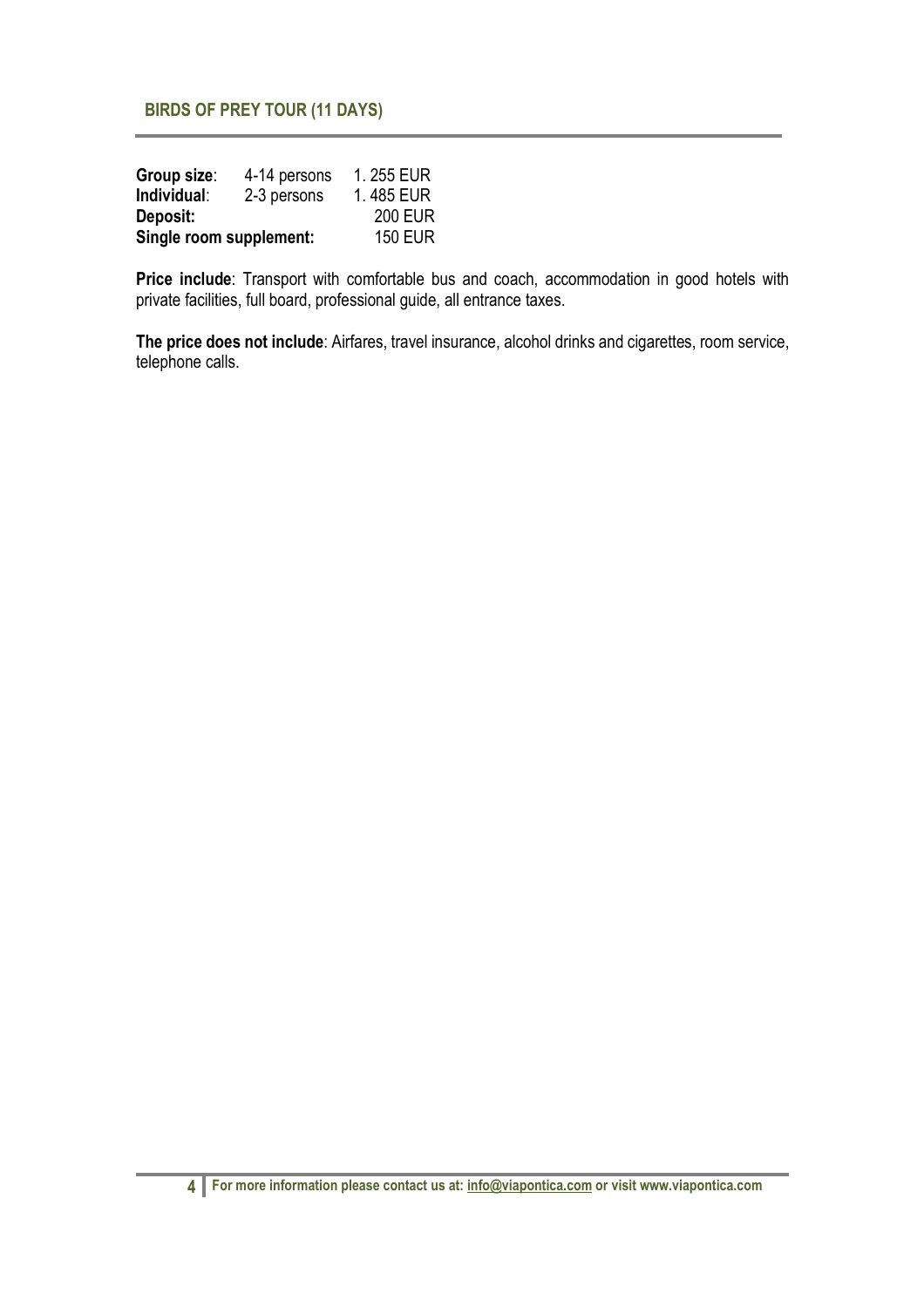## BIRDS OF PREY TOUR (11 DAYS)

| | | |
|---|---|---|
| **Group size**: | 4-14 persons | 1. 255 EUR |
| **Individual**: | 2-3 persons | 1. 485 EUR |
| **Deposit:** | | 200 EUR |
| **Single room supplement:** | | 150 EUR |

**Price include**: Transport with comfortable bus and coach, accommodation in good hotels with private facilities, full board, professional guide, all entrance taxes.

**The price does not include**: Airfares, travel insurance, alcohol drinks and cigarettes, room service, telephone calls.